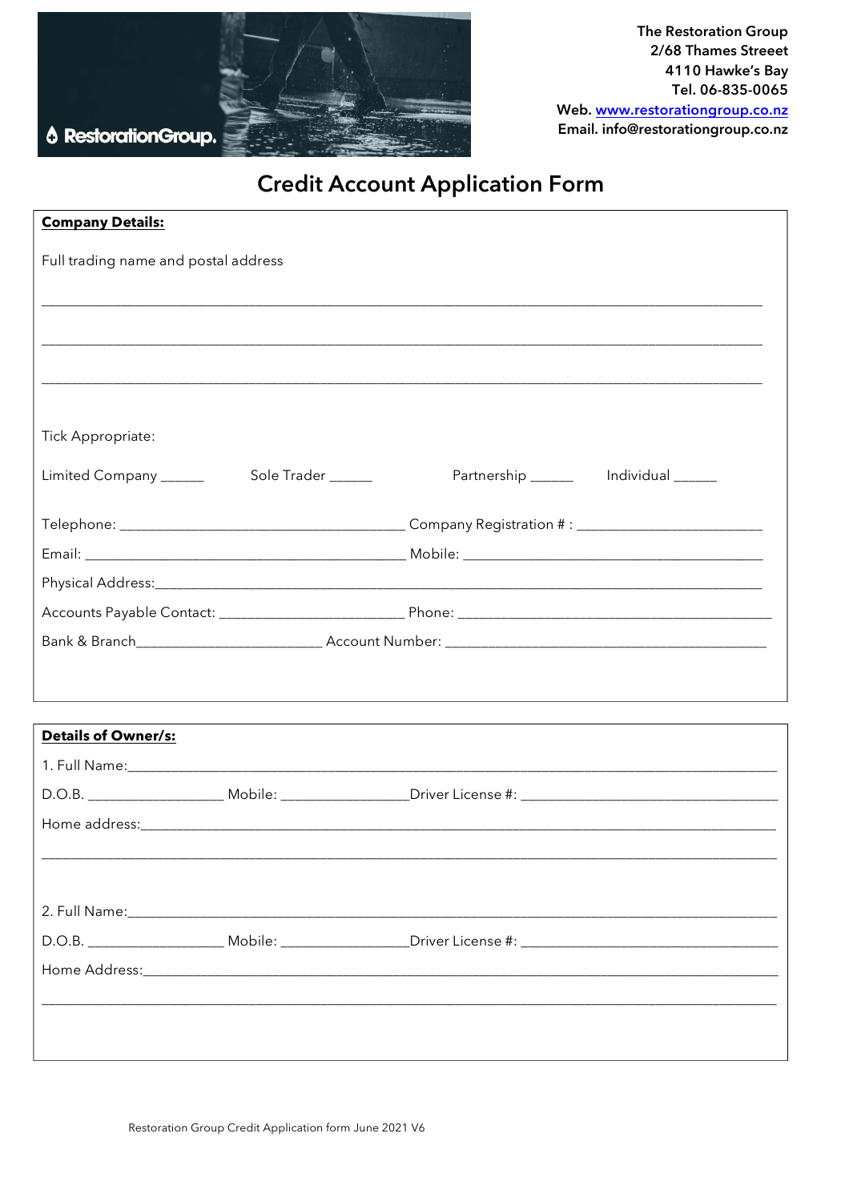The Restoration Group
2/68 Thames Streeet
4110 Hawke's Bay
Tel. 06-835-0065
Web. www.restorationgroup.co.nz
Email. info@restorationgroup.co.nz

# Credit Account Application Form

**Company Details:**

Full trading name and postal address

___________________________________________________________________________

___________________________________________________________________________

___________________________________________________________________________

Tick Appropriate:

Limited Company ______ Sole Trader ______ Partnership ______ Individual ______

Telephone: ______________________________ Company Registration # : ____________________

Email: __________________________________ Mobile: ________________________________

Physical Address:____________________________________________________________

Accounts Payable Contact: ____________________ Phone: ___________________________

Bank & Branch____________________ Account Number: _____________________________

**Details of Owner/s:**

1. Full Name:_______________________________________________________________

D.O.B. ______________ Mobile: ______________Driver License #: ___________________________

Home address:______________________________________________________________

___________________________________________________________________________

2. Full Name:_______________________________________________________________

D.O.B. ______________ Mobile: ______________Driver License #: ___________________________

Home Address:______________________________________________________________

___________________________________________________________________________

Restoration Group Credit Application form June 2021 V6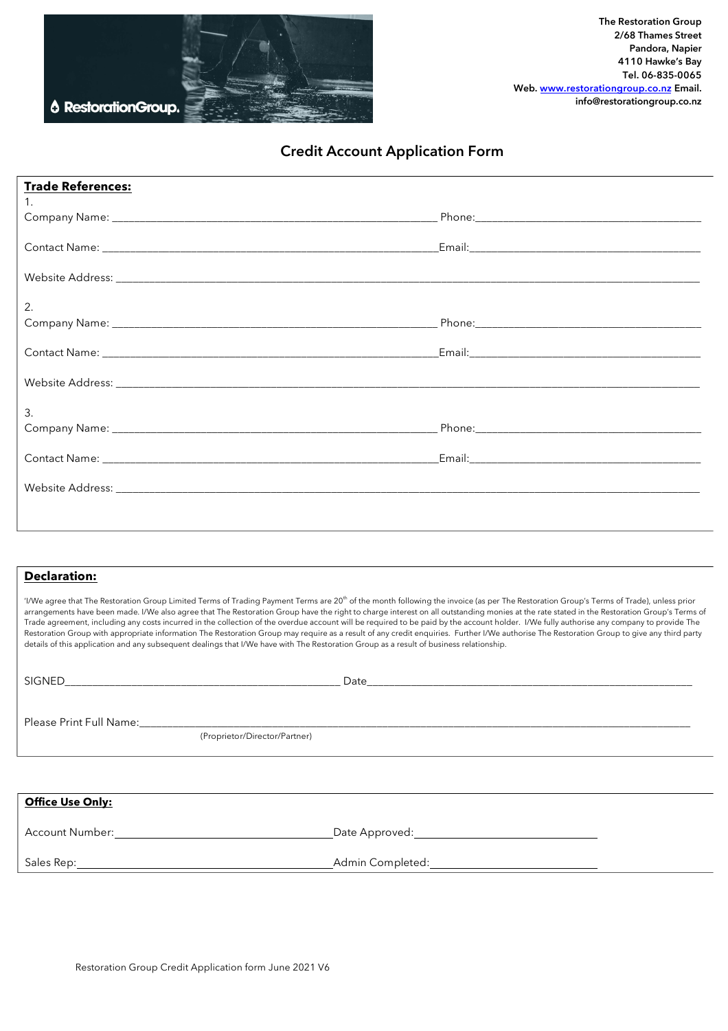**The Restoration Group**
**2/68 Thames Street**
**Pandora, Napier**
**4110 Hawke's Bay**
**Tel. 06-835-0065**
**Web.** [www.restorationgroup.co.nz](http://www.restorationgroup.co.nz) **Email.** **info@restorationgroup.co.nz**

## Credit Account Application Form

**Trade References:**

1.
Company Name: ______________________________ Phone: ______________________________

Contact Name: ______________________________ Email: ______________________________

Website Address: ______________________________

2.
Company Name: ______________________________ Phone: ______________________________

Contact Name: ______________________________ Email: ______________________________

Website Address: ______________________________

3.
Company Name: ______________________________ Phone: ______________________________

Contact Name: ______________________________ Email: ______________________________

Website Address: ______________________________

**Declaration:**

'I/We agree that The Restoration Group Limited Terms of Trading Payment Terms are 20th of the month following the invoice (as per The Restoration Group's Terms of Trade), unless prior arrangements have been made. I/We also agree that The Restoration Group have the right to charge interest on all outstanding monies at the rate stated in the Restoration Group's Terms of Trade agreement, including any costs incurred in the collection of the overdue account will be required to be paid by the account holder. I/We fully authorise any company to provide The Restoration Group with appropriate information The Restoration Group may require as a result of any credit enquiries. Further I/We authorise The Restoration Group to give any third party details of this application and any subsequent dealings that I/We have with The Restoration Group as a result of business relationship.

SIGNED______________________________ Date______________________________

Please Print Full Name: ______________________________
(Proprietor/Director/Partner)

**Office Use Only:**

Account Number: ______________________________ Date Approved: ______________________________

Sales Rep: ______________________________ Admin Completed: ______________________________

Restoration Group Credit Application form June 2021 V6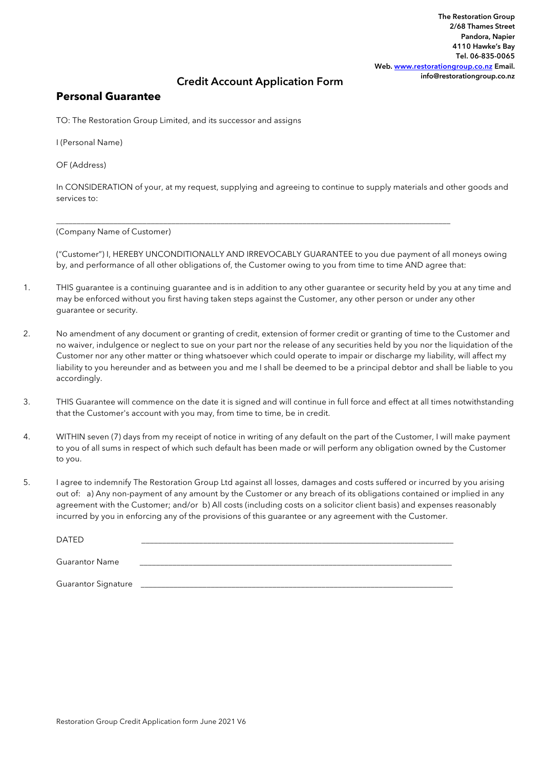The Restoration Group
2/68 Thames Street
Pandora, Napier
4110 Hawke's Bay
Tel. 06-835-0065
Web. www.restorationgroup.co.nz Email. info@restorationgroup.co.nz

# Credit Account Application Form

## Personal Guarantee

TO: The Restoration Group Limited, and its successor and assigns

I (Personal Name)

OF (Address)

In CONSIDERATION of your, at my request, supplying and agreeing to continue to supply materials and other goods and services to:

_______________________________________________________________________________________

(Company Name of Customer)

("Customer") I, HEREBY UNCONDITIONALLY AND IRREVOCABLY GUARANTEE to you due payment of all moneys owing by, and performance of all other obligations of, the Customer owing to you from time to time AND agree that:

1. THIS guarantee is a continuing guarantee and is in addition to any other guarantee or security held by you at any time and may be enforced without you first having taken steps against the Customer, any other person or under any other guarantee or security.

2. No amendment of any document or granting of credit, extension of former credit or granting of time to the Customer and no waiver, indulgence or neglect to sue on your part nor the release of any securities held by you nor the liquidation of the Customer nor any other matter or thing whatsoever which could operate to impair or discharge my liability, will affect my liability to you hereunder and as between you and me I shall be deemed to be a principal debtor and shall be liable to you accordingly.

3. THIS Guarantee will commence on the date it is signed and will continue in full force and effect at all times notwithstanding that the Customer's account with you may, from time to time, be in credit.

4. WITHIN seven (7) days from my receipt of notice in writing of any default on the part of the Customer, I will make payment to you of all sums in respect of which such default has been made or will perform any obligation owned by the Customer to you.

5. I agree to indemnify The Restoration Group Ltd against all losses, damages and costs suffered or incurred by you arising out of: a) Any non-payment of any amount by the Customer or any breach of its obligations contained or implied in any agreement with the Customer; and/or b) All costs (including costs on a solicitor client basis) and expenses reasonably incurred by you in enforcing any of the provisions of this guarantee or any agreement with the Customer.

DATED _______________________________________________________________________________

Guarantor Name _______________________________________________________________________________

Guarantor Signature _______________________________________________________________________________

Restoration Group Credit Application form June 2021 V6